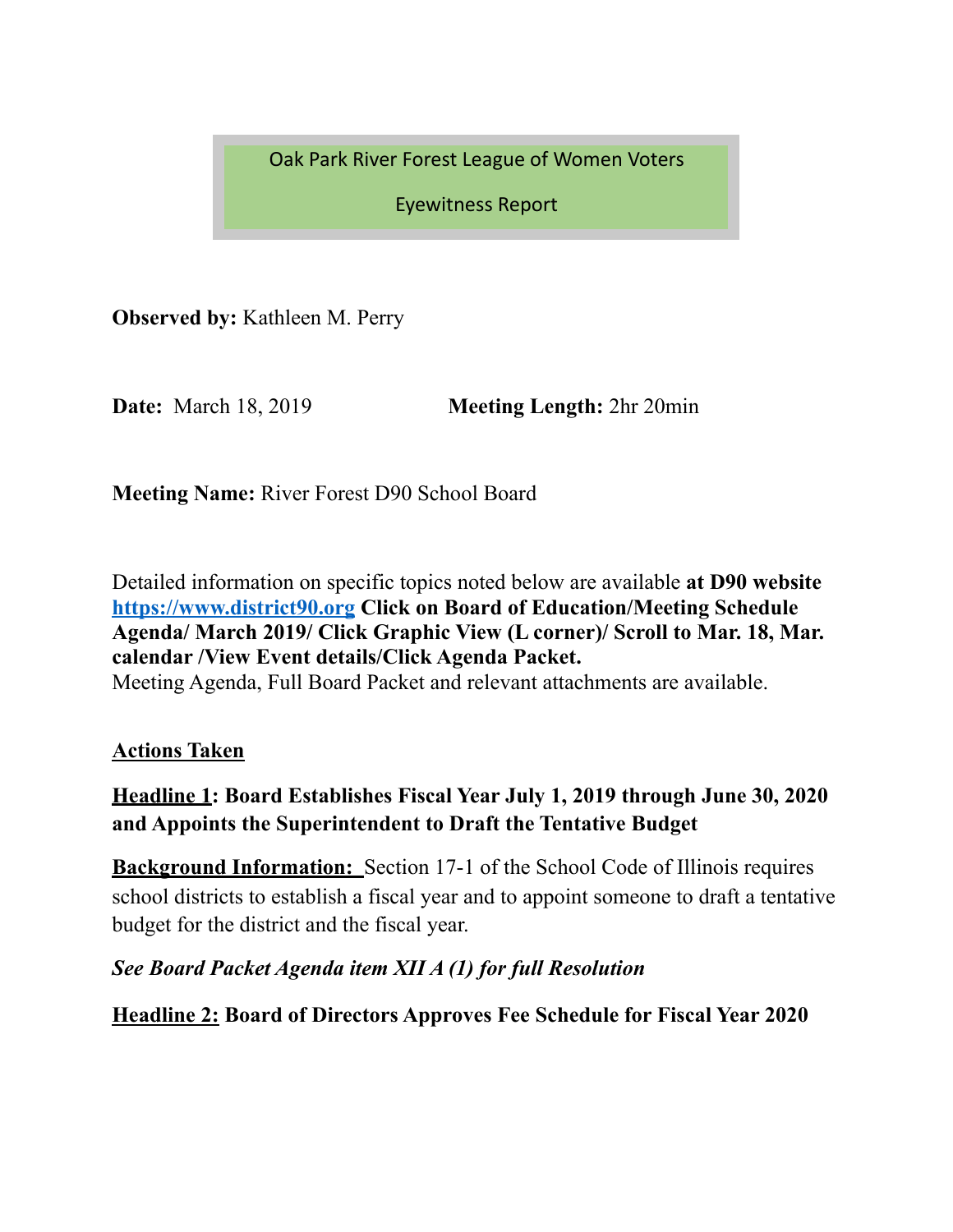Oak Park River Forest League of Women Voters

Eyewitness Report

**Observed by:** Kathleen M. Perry

**Date:** March 18, 2019 **Meeting Length:** 2hr 20min

**Meeting Name:** River Forest D90 School Board

Detailed information on specific topics noted below are available **at D90 website [https://www.district90.org](https://www.district90.org) Click on Board of Education/Meeting Schedule Agenda/ March 2019/ Click Graphic View (L corner)/ Scroll to Mar. 18, Mar. calendar /View Event details/Click Agenda Packet.**
Meeting Agenda, Full Board Packet and relevant attachments are available.

**<u>Actions Taken</u>**

**<u>Headline 1</u>: Board Establishes Fiscal Year July 1, 2019 through June 30, 2020 and Appoints the Superintendent to Draft the Tentative Budget**

**<u>Background Information:</u>** Section 17-1 of the School Code of Illinois requires school districts to establish a fiscal year and to appoint someone to draft a tentative budget for the district and the fiscal year.

***See Board Packet Agenda item XII A (1) for full Resolution***

**<u>Headline 2:</u> Board of Directors Approves Fee Schedule for Fiscal Year 2020**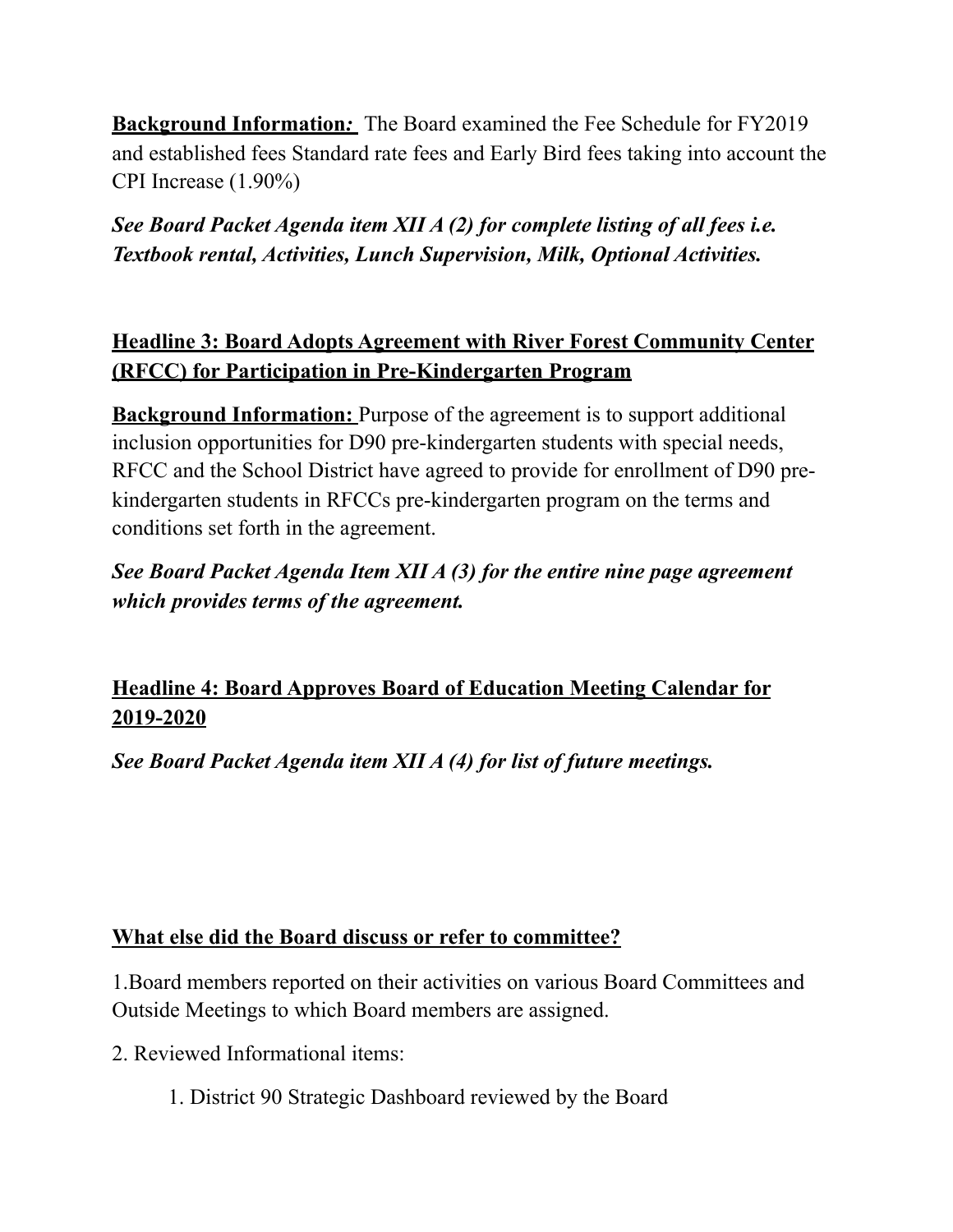**Background Information:** The Board examined the Fee Schedule for FY2019 and established fees Standard rate fees and Early Bird fees taking into account the CPI Increase (1.90%)

***See Board Packet Agenda item XII A (2) for complete listing of all fees i.e. Textbook rental, Activities, Lunch Supervision, Milk, Optional Activities.***

## Headline 3: Board Adopts Agreement with River Forest Community Center (RFCC) for Participation in Pre-Kindergarten Program

**Background Information:** Purpose of the agreement is to support additional inclusion opportunities for D90 pre-kindergarten students with special needs, RFCC and the School District have agreed to provide for enrollment of D90 pre-kindergarten students in RFCCs pre-kindergarten program on the terms and conditions set forth in the agreement.

***See Board Packet Agenda Item XII A (3) for the entire nine page agreement which provides terms of the agreement.***

## Headline 4: Board Approves Board of Education Meeting Calendar for 2019-2020

***See Board Packet Agenda item XII A (4) for list of future meetings.***

## What else did the Board discuss or refer to committee?

1. Board members reported on their activities on various Board Committees and Outside Meetings to which Board members are assigned.
2. Reviewed Informational items:
    1. District 90 Strategic Dashboard reviewed by the Board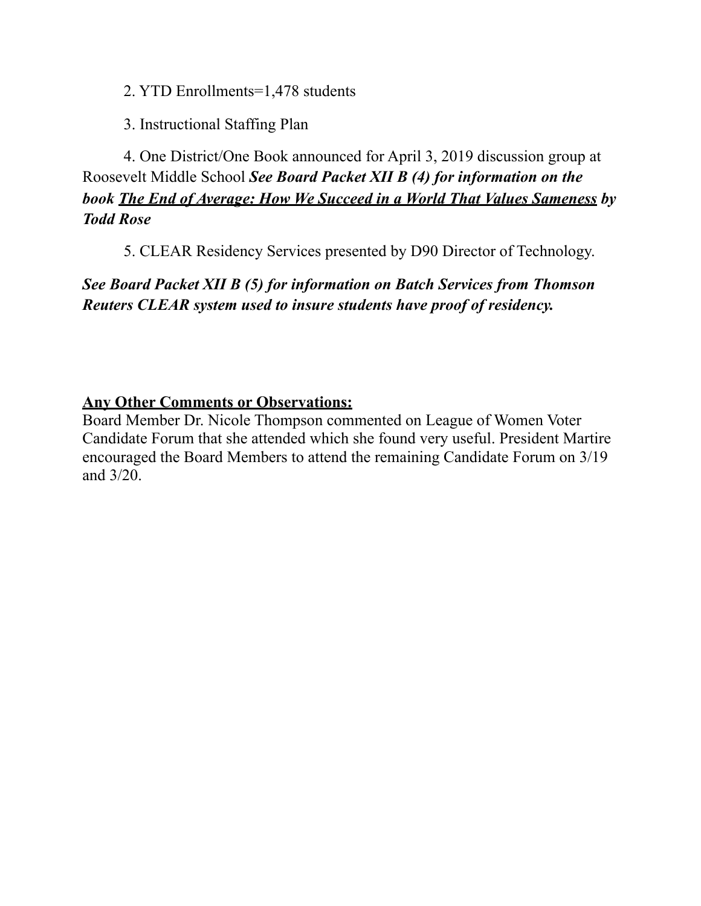2. YTD Enrollments=1,478 students

3. Instructional Staffing Plan

4. One District/One Book announced for April 3, 2019 discussion group at Roosevelt Middle School ***See Board Packet XII B (4) for information on the book <u>The End of Average: How We Succeed in a World That Values Sameness</u> by Todd Rose***

5. CLEAR Residency Services presented by D90 Director of Technology.

***See Board Packet XII B (5) for information on Batch Services from Thomson Reuters CLEAR system used to insure students have proof of residency.***

**<u>Any Other Comments or Observations:</u>**

Board Member Dr. Nicole Thompson commented on League of Women Voter Candidate Forum that she attended which she found very useful. President Martire encouraged the Board Members to attend the remaining Candidate Forum on 3/19 and 3/20.